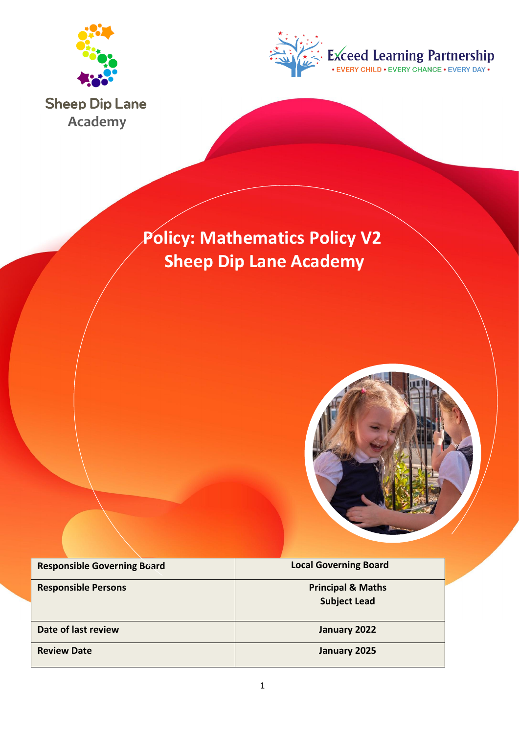Sheep Dip Lane Academy

Exceed Learning Partnership
• EVERY CHILD • EVERY CHANCE • EVERY DAY •

# Policy: Mathematics Policy V2
# Sheep Dip Lane Academy

| **Responsible Governing Board** | **Local Governing Board** |
| --- | --- |
| **Responsible Persons** | **Principal & Maths Subject Lead** |
| **Date of last review** | **January 2022** |
| **Review Date** | **January 2025** |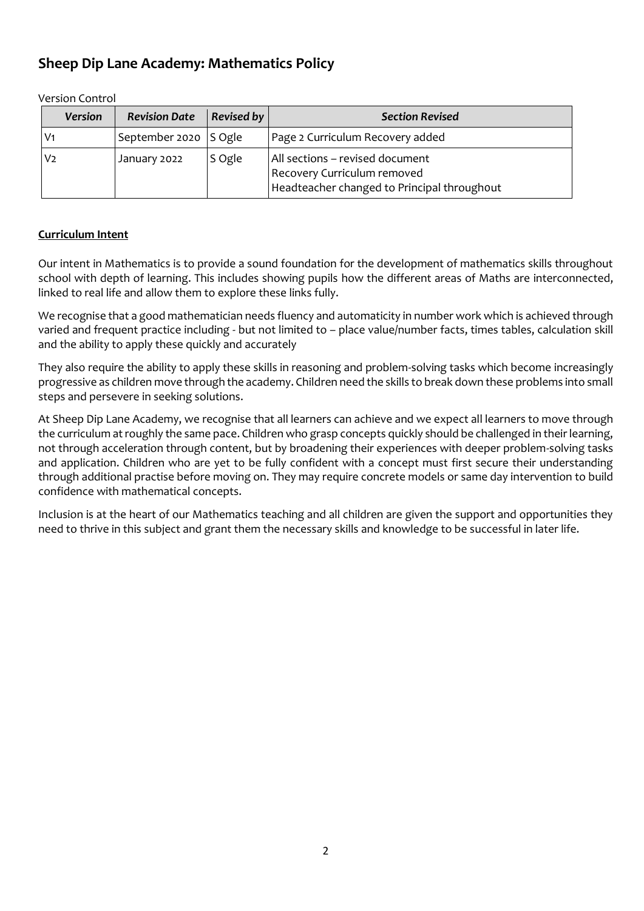# Sheep Dip Lane Academy: Mathematics Policy

Version Control

| *Version* | *Revision Date* | *Revised by* | *Section Revised* |
|---|---|---|---|
| V1 | September 2020 | S Ogle | Page 2 Curriculum Recovery added |
| V2 | January 2022 | S Ogle | All sections – revised document<br>Recovery Curriculum removed<br>Headteacher changed to Principal throughout |

**Curriculum Intent**

Our intent in Mathematics is to provide a sound foundation for the development of mathematics skills throughout school with depth of learning. This includes showing pupils how the different areas of Maths are interconnected, linked to real life and allow them to explore these links fully.

We recognise that a good mathematician needs fluency and automaticity in number work which is achieved through varied and frequent practice including - but not limited to – place value/number facts, times tables, calculation skill and the ability to apply these quickly and accurately

They also require the ability to apply these skills in reasoning and problem-solving tasks which become increasingly progressive as children move through the academy. Children need the skills to break down these problems into small steps and persevere in seeking solutions.

At Sheep Dip Lane Academy, we recognise that all learners can achieve and we expect all learners to move through the curriculum at roughly the same pace. Children who grasp concepts quickly should be challenged in their learning, not through acceleration through content, but by broadening their experiences with deeper problem-solving tasks and application. Children who are yet to be fully confident with a concept must first secure their understanding through additional practise before moving on. They may require concrete models or same day intervention to build confidence with mathematical concepts.

Inclusion is at the heart of our Mathematics teaching and all children are given the support and opportunities they need to thrive in this subject and grant them the necessary skills and knowledge to be successful in later life.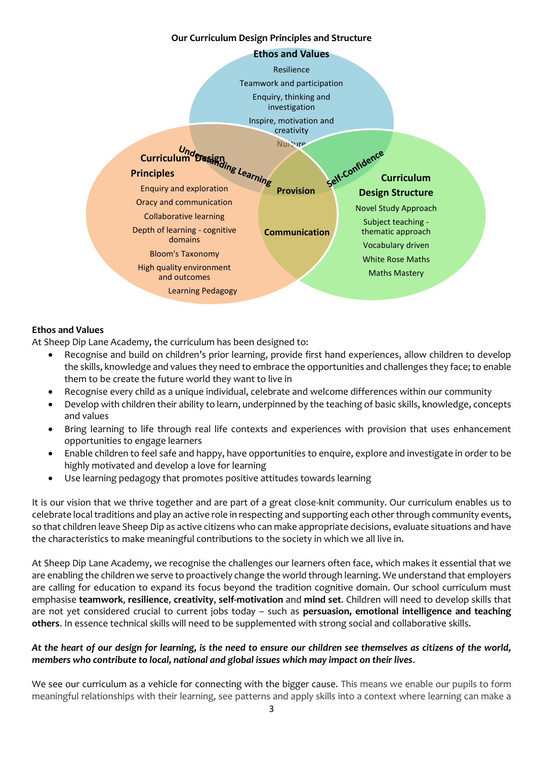## Our Curriculum Design Principles and Structure

**Ethos and Values**

Resilience

Teamwork and participation

Enquiry, thinking and investigation

Inspire, motivation and creativity

Nurture

**Curriculum Design Principles**

Enquiry and exploration

Oracy and communication

Collaborative learning

Depth of learning - cognitive domains

Bloom's Taxonomy

High quality environment and outcomes

Learning Pedagogy

**Curriculum Design Structure**

Novel Study Approach

Subject teaching - thematic approach

Vocabulary driven

White Rose Maths

Maths Mastery

Understanding Learning

Self-Confidence

**Provision**

**Communication**

### Ethos and Values

At Sheep Dip Lane Academy, the curriculum has been designed to:

- Recognise and build on children's prior learning, provide first hand experiences, allow children to develop the skills, knowledge and values they need to embrace the opportunities and challenges they face; to enable them to be create the future world they want to live in
- Recognise every child as a unique individual, celebrate and welcome differences within our community
- Develop with children their ability to learn, underpinned by the teaching of basic skills, knowledge, concepts and values
- Bring learning to life through real life contexts and experiences with provision that uses enhancement opportunities to engage learners
- Enable children to feel safe and happy, have opportunities to enquire, explore and investigate in order to be highly motivated and develop a love for learning
- Use learning pedagogy that promotes positive attitudes towards learning

It is our vision that we thrive together and are part of a great close-knit community. Our curriculum enables us to celebrate local traditions and play an active role in respecting and supporting each other through community events, so that children leave Sheep Dip as active citizens who can make appropriate decisions, evaluate situations and have the characteristics to make meaningful contributions to the society in which we all live in.

At Sheep Dip Lane Academy, we recognise the challenges our learners often face, which makes it essential that we are enabling the children we serve to proactively change the world through learning. We understand that employers are calling for education to expand its focus beyond the tradition cognitive domain. Our school curriculum must emphasise **teamwork**, **resilience**, **creativity**, **self-motivation** and **mind set**. Children will need to develop skills that are not yet considered crucial to current jobs today – such as **persuasion, emotional intelligence and teaching others**. In essence technical skills will need to be supplemented with strong social and collaborative skills.

***At the heart of our design for learning, is the need to ensure our children see themselves as citizens of the world, members who contribute to local, national and global issues which may impact on their lives.***

We see our curriculum as a vehicle for connecting with the bigger cause. This means we enable our pupils to form meaningful relationships with their learning, see patterns and apply skills into a context where learning can make a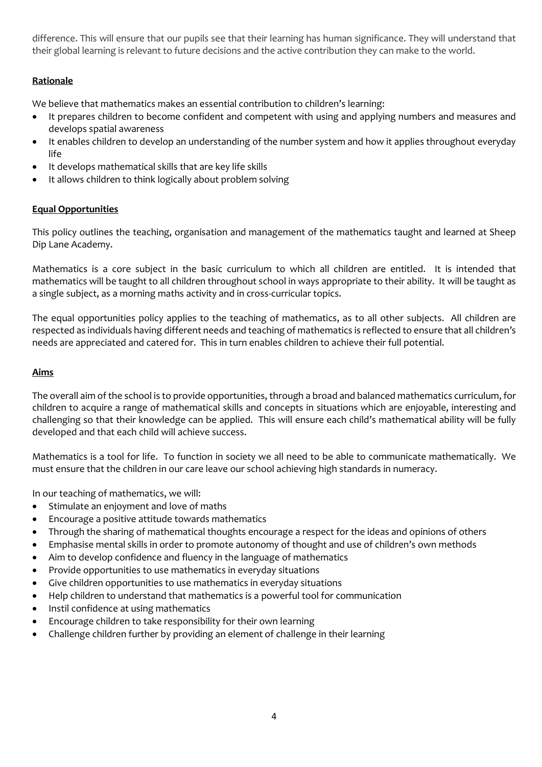difference. This will ensure that our pupils see that their learning has human significance. They will understand that their global learning is relevant to future decisions and the active contribution they can make to the world.

## Rationale

We believe that mathematics makes an essential contribution to children's learning:

- It prepares children to become confident and competent with using and applying numbers and measures and develops spatial awareness
- It enables children to develop an understanding of the number system and how it applies throughout everyday life
- It develops mathematical skills that are key life skills
- It allows children to think logically about problem solving

## Equal Opportunities

This policy outlines the teaching, organisation and management of the mathematics taught and learned at Sheep Dip Lane Academy.

Mathematics is a core subject in the basic curriculum to which all children are entitled. It is intended that mathematics will be taught to all children throughout school in ways appropriate to their ability. It will be taught as a single subject, as a morning maths activity and in cross-curricular topics.

The equal opportunities policy applies to the teaching of mathematics, as to all other subjects. All children are respected as individuals having different needs and teaching of mathematics is reflected to ensure that all children's needs are appreciated and catered for. This in turn enables children to achieve their full potential.

## Aims

The overall aim of the school is to provide opportunities, through a broad and balanced mathematics curriculum, for children to acquire a range of mathematical skills and concepts in situations which are enjoyable, interesting and challenging so that their knowledge can be applied. This will ensure each child's mathematical ability will be fully developed and that each child will achieve success.

Mathematics is a tool for life. To function in society we all need to be able to communicate mathematically. We must ensure that the children in our care leave our school achieving high standards in numeracy.

In our teaching of mathematics, we will:

- Stimulate an enjoyment and love of maths
- Encourage a positive attitude towards mathematics
- Through the sharing of mathematical thoughts encourage a respect for the ideas and opinions of others
- Emphasise mental skills in order to promote autonomy of thought and use of children's own methods
- Aim to develop confidence and fluency in the language of mathematics
- Provide opportunities to use mathematics in everyday situations
- Give children opportunities to use mathematics in everyday situations
- Help children to understand that mathematics is a powerful tool for communication
- Instil confidence at using mathematics
- Encourage children to take responsibility for their own learning
- Challenge children further by providing an element of challenge in their learning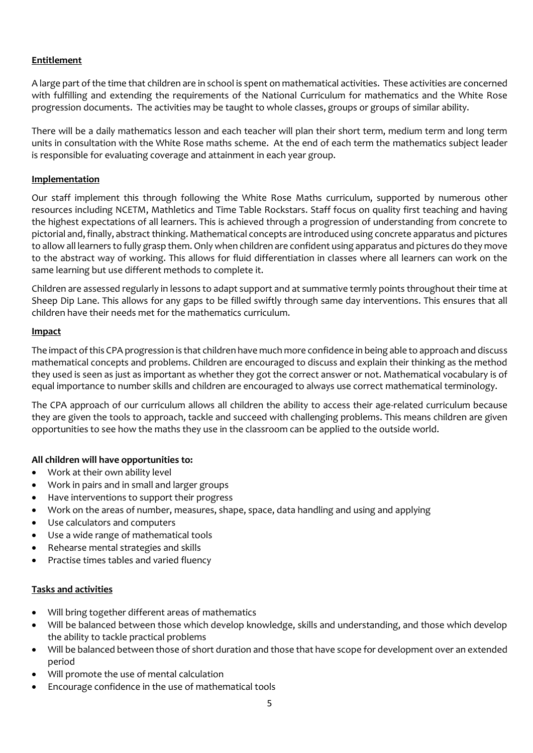## Entitlement

A large part of the time that children are in school is spent on mathematical activities. These activities are concerned with fulfilling and extending the requirements of the National Curriculum for mathematics and the White Rose progression documents. The activities may be taught to whole classes, groups or groups of similar ability.

There will be a daily mathematics lesson and each teacher will plan their short term, medium term and long term units in consultation with the White Rose maths scheme. At the end of each term the mathematics subject leader is responsible for evaluating coverage and attainment in each year group.

## Implementation

Our staff implement this through following the White Rose Maths curriculum, supported by numerous other resources including NCETM, Mathletics and Time Table Rockstars. Staff focus on quality first teaching and having the highest expectations of all learners. This is achieved through a progression of understanding from concrete to pictorial and, finally, abstract thinking. Mathematical concepts are introduced using concrete apparatus and pictures to allow all learners to fully grasp them. Only when children are confident using apparatus and pictures do they move to the abstract way of working. This allows for fluid differentiation in classes where all learners can work on the same learning but use different methods to complete it.

Children are assessed regularly in lessons to adapt support and at summative termly points throughout their time at Sheep Dip Lane. This allows for any gaps to be filled swiftly through same day interventions. This ensures that all children have their needs met for the mathematics curriculum.

## Impact

The impact of this CPA progression is that children have much more confidence in being able to approach and discuss mathematical concepts and problems. Children are encouraged to discuss and explain their thinking as the method they used is seen as just as important as whether they got the correct answer or not. Mathematical vocabulary is of equal importance to number skills and children are encouraged to always use correct mathematical terminology.

The CPA approach of our curriculum allows all children the ability to access their age-related curriculum because they are given the tools to approach, tackle and succeed with challenging problems. This means children are given opportunities to see how the maths they use in the classroom can be applied to the outside world.

**All children will have opportunities to:**

- Work at their own ability level
- Work in pairs and in small and larger groups
- Have interventions to support their progress
- Work on the areas of number, measures, shape, space, data handling and using and applying
- Use calculators and computers
- Use a wide range of mathematical tools
- Rehearse mental strategies and skills
- Practise times tables and varied fluency

## Tasks and activities

- Will bring together different areas of mathematics
- Will be balanced between those which develop knowledge, skills and understanding, and those which develop the ability to tackle practical problems
- Will be balanced between those of short duration and those that have scope for development over an extended period
- Will promote the use of mental calculation
- Encourage confidence in the use of mathematical tools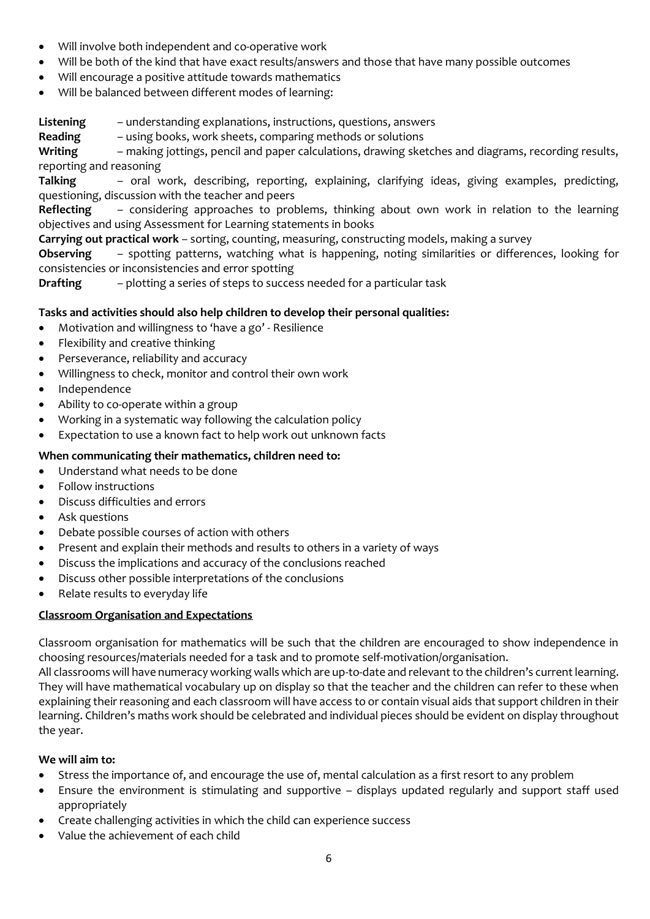- Will involve both independent and co-operative work
- Will be both of the kind that have exact results/answers and those that have many possible outcomes
- Will encourage a positive attitude towards mathematics
- Will be balanced between different modes of learning:

**Listening** – understanding explanations, instructions, questions, answers
**Reading** – using books, work sheets, comparing methods or solutions
**Writing** – making jottings, pencil and paper calculations, drawing sketches and diagrams, recording results, reporting and reasoning
**Talking** – oral work, describing, reporting, explaining, clarifying ideas, giving examples, predicting, questioning, discussion with the teacher and peers
**Reflecting** – considering approaches to problems, thinking about own work in relation to the learning objectives and using Assessment for Learning statements in books
**Carrying out practical work** – sorting, counting, measuring, constructing models, making a survey
**Observing** – spotting patterns, watching what is happening, noting similarities or differences, looking for consistencies or inconsistencies and error spotting
**Drafting** – plotting a series of steps to success needed for a particular task

**Tasks and activities should also help children to develop their personal qualities:**

- Motivation and willingness to 'have a go' - Resilience
- Flexibility and creative thinking
- Perseverance, reliability and accuracy
- Willingness to check, monitor and control their own work
- Independence
- Ability to co-operate within a group
- Working in a systematic way following the calculation policy
- Expectation to use a known fact to help work out unknown facts

**When communicating their mathematics, children need to:**

- Understand what needs to be done
- Follow instructions
- Discuss difficulties and errors
- Ask questions
- Debate possible courses of action with others
- Present and explain their methods and results to others in a variety of ways
- Discuss the implications and accuracy of the conclusions reached
- Discuss other possible interpretations of the conclusions
- Relate results to everyday life

## Classroom Organisation and Expectations

Classroom organisation for mathematics will be such that the children are encouraged to show independence in choosing resources/materials needed for a task and to promote self-motivation/organisation.
All classrooms will have numeracy working walls which are up-to-date and relevant to the children's current learning. They will have mathematical vocabulary up on display so that the teacher and the children can refer to these when explaining their reasoning and each classroom will have access to or contain visual aids that support children in their learning. Children's maths work should be celebrated and individual pieces should be evident on display throughout the year.

**We will aim to:**

- Stress the importance of, and encourage the use of, mental calculation as a first resort to any problem
- Ensure the environment is stimulating and supportive – displays updated regularly and support staff used appropriately
- Create challenging activities in which the child can experience success
- Value the achievement of each child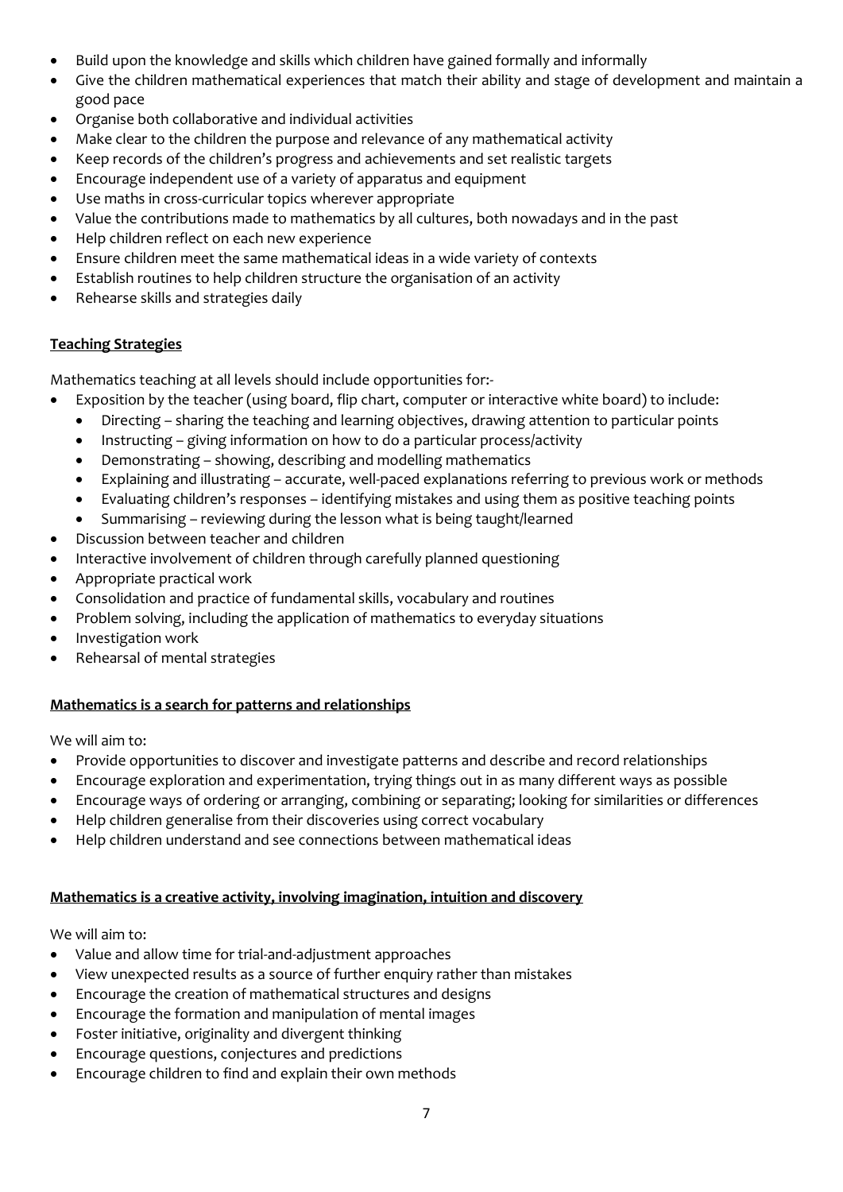- Build upon the knowledge and skills which children have gained formally and informally
- Give the children mathematical experiences that match their ability and stage of development and maintain a good pace
- Organise both collaborative and individual activities
- Make clear to the children the purpose and relevance of any mathematical activity
- Keep records of the children's progress and achievements and set realistic targets
- Encourage independent use of a variety of apparatus and equipment
- Use maths in cross-curricular topics wherever appropriate
- Value the contributions made to mathematics by all cultures, both nowadays and in the past
- Help children reflect on each new experience
- Ensure children meet the same mathematical ideas in a wide variety of contexts
- Establish routines to help children structure the organisation of an activity
- Rehearse skills and strategies daily

**Teaching Strategies**

Mathematics teaching at all levels should include opportunities for:-

- Exposition by the teacher (using board, flip chart, computer or interactive white board) to include:
  - Directing – sharing the teaching and learning objectives, drawing attention to particular points
  - Instructing – giving information on how to do a particular process/activity
  - Demonstrating – showing, describing and modelling mathematics
  - Explaining and illustrating – accurate, well-paced explanations referring to previous work or methods
  - Evaluating children's responses – identifying mistakes and using them as positive teaching points
  - Summarising – reviewing during the lesson what is being taught/learned
- Discussion between teacher and children
- Interactive involvement of children through carefully planned questioning
- Appropriate practical work
- Consolidation and practice of fundamental skills, vocabulary and routines
- Problem solving, including the application of mathematics to everyday situations
- Investigation work
- Rehearsal of mental strategies

**Mathematics is a search for patterns and relationships**

We will aim to:

- Provide opportunities to discover and investigate patterns and describe and record relationships
- Encourage exploration and experimentation, trying things out in as many different ways as possible
- Encourage ways of ordering or arranging, combining or separating; looking for similarities or differences
- Help children generalise from their discoveries using correct vocabulary
- Help children understand and see connections between mathematical ideas

**Mathematics is a creative activity, involving imagination, intuition and discovery**

We will aim to:

- Value and allow time for trial-and-adjustment approaches
- View unexpected results as a source of further enquiry rather than mistakes
- Encourage the creation of mathematical structures and designs
- Encourage the formation and manipulation of mental images
- Foster initiative, originality and divergent thinking
- Encourage questions, conjectures and predictions
- Encourage children to find and explain their own methods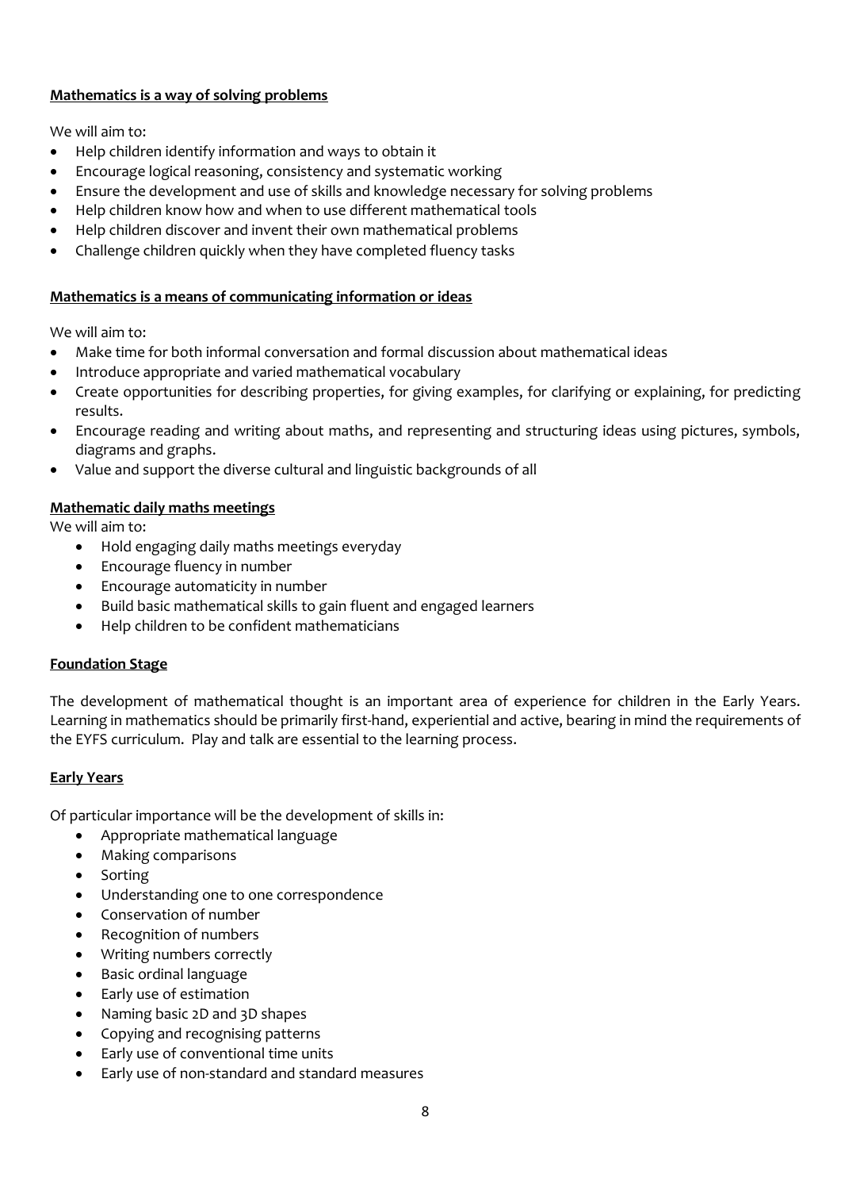**Mathematics is a way of solving problems**

We will aim to:

- Help children identify information and ways to obtain it
- Encourage logical reasoning, consistency and systematic working
- Ensure the development and use of skills and knowledge necessary for solving problems
- Help children know how and when to use different mathematical tools
- Help children discover and invent their own mathematical problems
- Challenge children quickly when they have completed fluency tasks

**Mathematics is a means of communicating information or ideas**

We will aim to:

- Make time for both informal conversation and formal discussion about mathematical ideas
- Introduce appropriate and varied mathematical vocabulary
- Create opportunities for describing properties, for giving examples, for clarifying or explaining, for predicting results.
- Encourage reading and writing about maths, and representing and structuring ideas using pictures, symbols, diagrams and graphs.
- Value and support the diverse cultural and linguistic backgrounds of all

**Mathematic daily maths meetings**

We will aim to:

- Hold engaging daily maths meetings everyday
- Encourage fluency in number
- Encourage automaticity in number
- Build basic mathematical skills to gain fluent and engaged learners
- Help children to be confident mathematicians

**Foundation Stage**

The development of mathematical thought is an important area of experience for children in the Early Years. Learning in mathematics should be primarily first-hand, experiential and active, bearing in mind the requirements of the EYFS curriculum. Play and talk are essential to the learning process.

**Early Years**

Of particular importance will be the development of skills in:

- Appropriate mathematical language
- Making comparisons
- Sorting
- Understanding one to one correspondence
- Conservation of number
- Recognition of numbers
- Writing numbers correctly
- Basic ordinal language
- Early use of estimation
- Naming basic 2D and 3D shapes
- Copying and recognising patterns
- Early use of conventional time units
- Early use of non-standard and standard measures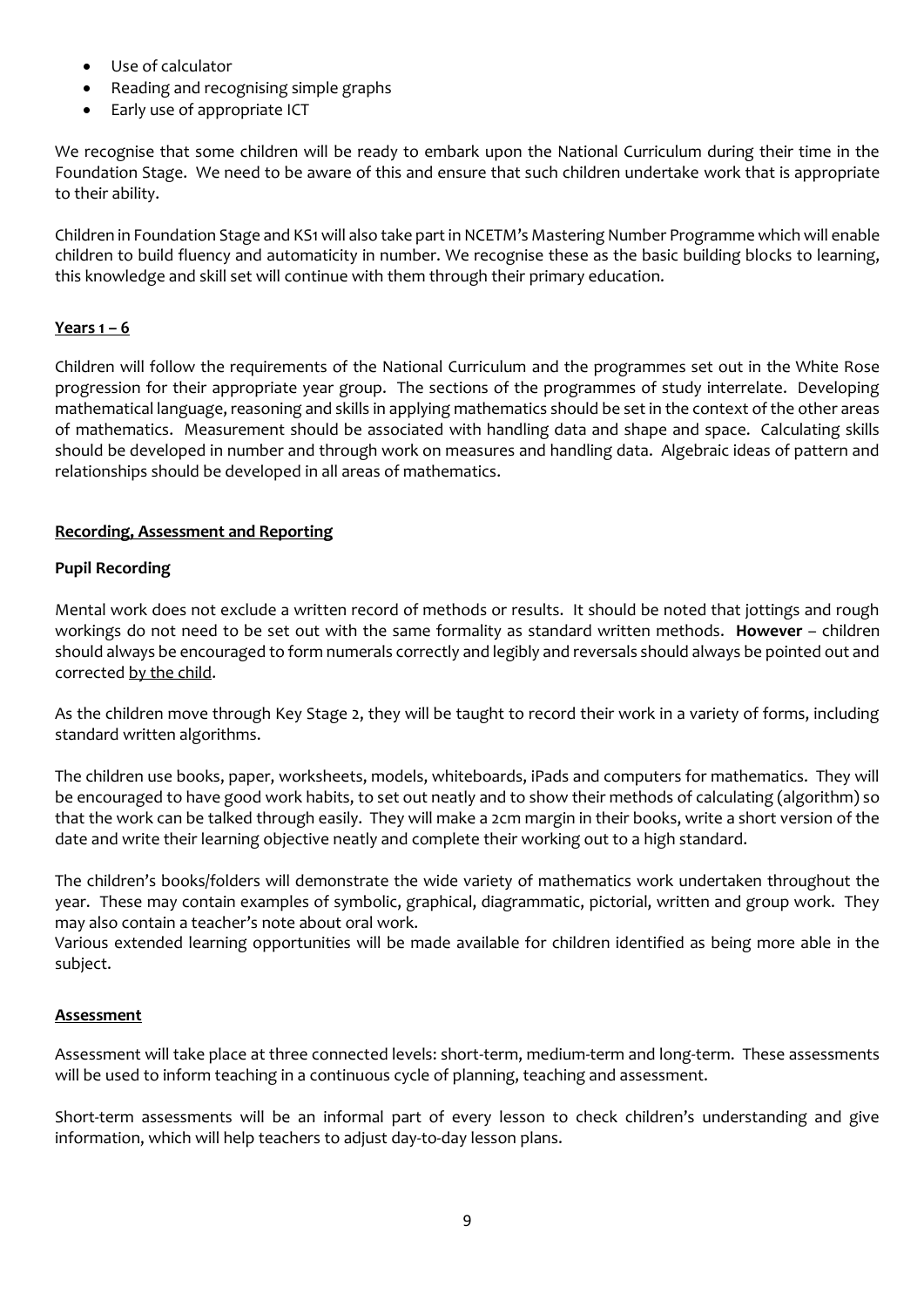- Use of calculator
- Reading and recognising simple graphs
- Early use of appropriate ICT

We recognise that some children will be ready to embark upon the National Curriculum during their time in the Foundation Stage. We need to be aware of this and ensure that such children undertake work that is appropriate to their ability.

Children in Foundation Stage and KS1 will also take part in NCETM's Mastering Number Programme which will enable children to build fluency and automaticity in number. We recognise these as the basic building blocks to learning, this knowledge and skill set will continue with them through their primary education.

**Years 1 – 6**

Children will follow the requirements of the National Curriculum and the programmes set out in the White Rose progression for their appropriate year group. The sections of the programmes of study interrelate. Developing mathematical language, reasoning and skills in applying mathematics should be set in the context of the other areas of mathematics. Measurement should be associated with handling data and shape and space. Calculating skills should be developed in number and through work on measures and handling data. Algebraic ideas of pattern and relationships should be developed in all areas of mathematics.

## Recording, Assessment and Reporting

### Pupil Recording

Mental work does not exclude a written record of methods or results. It should be noted that jottings and rough workings do not need to be set out with the same formality as standard written methods. **However** – children should always be encouraged to form numerals correctly and legibly and reversals should always be pointed out and corrected by the child.

As the children move through Key Stage 2, they will be taught to record their work in a variety of forms, including standard written algorithms.

The children use books, paper, worksheets, models, whiteboards, iPads and computers for mathematics. They will be encouraged to have good work habits, to set out neatly and to show their methods of calculating (algorithm) so that the work can be talked through easily. They will make a 2cm margin in their books, write a short version of the date and write their learning objective neatly and complete their working out to a high standard.

The children's books/folders will demonstrate the wide variety of mathematics work undertaken throughout the year. These may contain examples of symbolic, graphical, diagrammatic, pictorial, written and group work. They may also contain a teacher's note about oral work.
Various extended learning opportunities will be made available for children identified as being more able in the subject.

### Assessment

Assessment will take place at three connected levels: short-term, medium-term and long-term. These assessments will be used to inform teaching in a continuous cycle of planning, teaching and assessment.

Short-term assessments will be an informal part of every lesson to check children's understanding and give information, which will help teachers to adjust day-to-day lesson plans.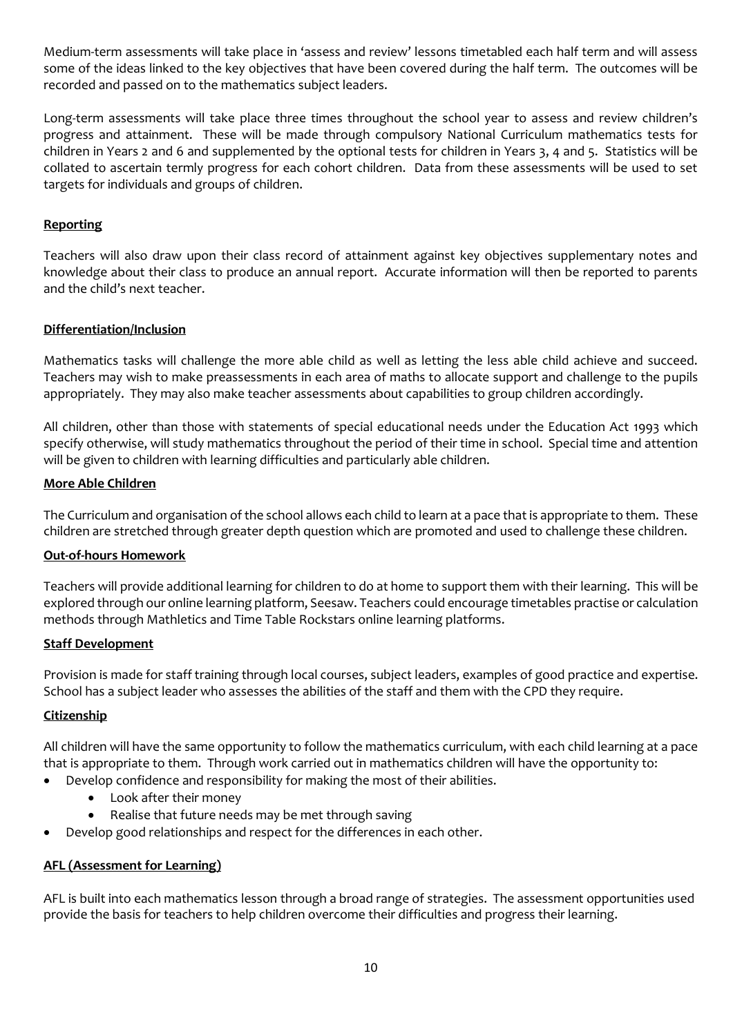Medium-term assessments will take place in 'assess and review' lessons timetabled each half term and will assess some of the ideas linked to the key objectives that have been covered during the half term. The outcomes will be recorded and passed on to the mathematics subject leaders.

Long-term assessments will take place three times throughout the school year to assess and review children's progress and attainment. These will be made through compulsory National Curriculum mathematics tests for children in Years 2 and 6 and supplemented by the optional tests for children in Years 3, 4 and 5. Statistics will be collated to ascertain termly progress for each cohort children. Data from these assessments will be used to set targets for individuals and groups of children.

## Reporting

Teachers will also draw upon their class record of attainment against key objectives supplementary notes and knowledge about their class to produce an annual report. Accurate information will then be reported to parents and the child's next teacher.

## Differentiation/Inclusion

Mathematics tasks will challenge the more able child as well as letting the less able child achieve and succeed. Teachers may wish to make preassessments in each area of maths to allocate support and challenge to the pupils appropriately. They may also make teacher assessments about capabilities to group children accordingly.

All children, other than those with statements of special educational needs under the Education Act 1993 which specify otherwise, will study mathematics throughout the period of their time in school. Special time and attention will be given to children with learning difficulties and particularly able children.

## More Able Children

The Curriculum and organisation of the school allows each child to learn at a pace that is appropriate to them. These children are stretched through greater depth question which are promoted and used to challenge these children.

## Out-of-hours Homework

Teachers will provide additional learning for children to do at home to support them with their learning. This will be explored through our online learning platform, Seesaw. Teachers could encourage timetables practise or calculation methods through Mathletics and Time Table Rockstars online learning platforms.

## Staff Development

Provision is made for staff training through local courses, subject leaders, examples of good practice and expertise. School has a subject leader who assesses the abilities of the staff and them with the CPD they require.

## Citizenship

All children will have the same opportunity to follow the mathematics curriculum, with each child learning at a pace that is appropriate to them. Through work carried out in mathematics children will have the opportunity to:

- Develop confidence and responsibility for making the most of their abilities.
  - Look after their money
  - Realise that future needs may be met through saving
- Develop good relationships and respect for the differences in each other.

## AFL (Assessment for Learning)

AFL is built into each mathematics lesson through a broad range of strategies. The assessment opportunities used provide the basis for teachers to help children overcome their difficulties and progress their learning.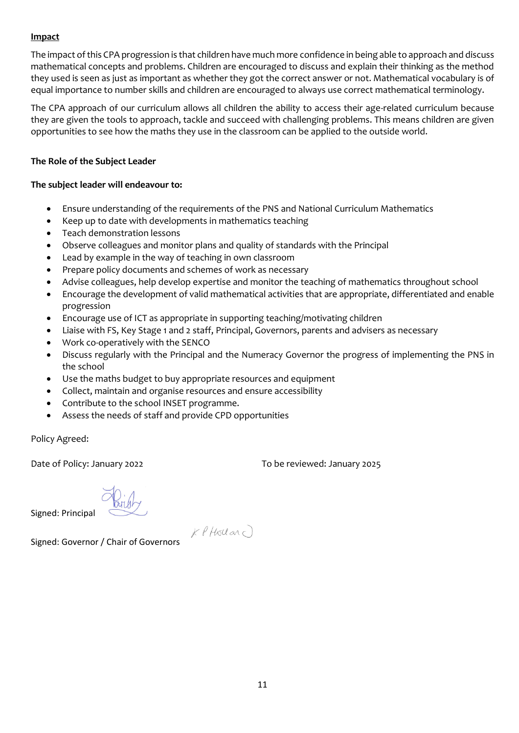**Impact**

The impact of this CPA progression is that children have much more confidence in being able to approach and discuss mathematical concepts and problems. Children are encouraged to discuss and explain their thinking as the method they used is seen as just as important as whether they got the correct answer or not. Mathematical vocabulary is of equal importance to number skills and children are encouraged to always use correct mathematical terminology.

The CPA approach of our curriculum allows all children the ability to access their age-related curriculum because they are given the tools to approach, tackle and succeed with challenging problems. This means children are given opportunities to see how the maths they use in the classroom can be applied to the outside world.

**The Role of the Subject Leader**

**The subject leader will endeavour to:**

- Ensure understanding of the requirements of the PNS and National Curriculum Mathematics
- Keep up to date with developments in mathematics teaching
- Teach demonstration lessons
- Observe colleagues and monitor plans and quality of standards with the Principal
- Lead by example in the way of teaching in own classroom
- Prepare policy documents and schemes of work as necessary
- Advise colleagues, help develop expertise and monitor the teaching of mathematics throughout school
- Encourage the development of valid mathematical activities that are appropriate, differentiated and enable progression
- Encourage use of ICT as appropriate in supporting teaching/motivating children
- Liaise with FS, Key Stage 1 and 2 staff, Principal, Governors, parents and advisers as necessary
- Work co-operatively with the SENCO
- Discuss regularly with the Principal and the Numeracy Governor the progress of implementing the PNS in the school
- Use the maths budget to buy appropriate resources and equipment
- Collect, maintain and organise resources and ensure accessibility
- Contribute to the school INSET programme.
- Assess the needs of staff and provide CPD opportunities

Policy Agreed:

Date of Policy: January 2022 To be reviewed: January 2025

Signed: Principal

Signed: Governor / Chair of Governors